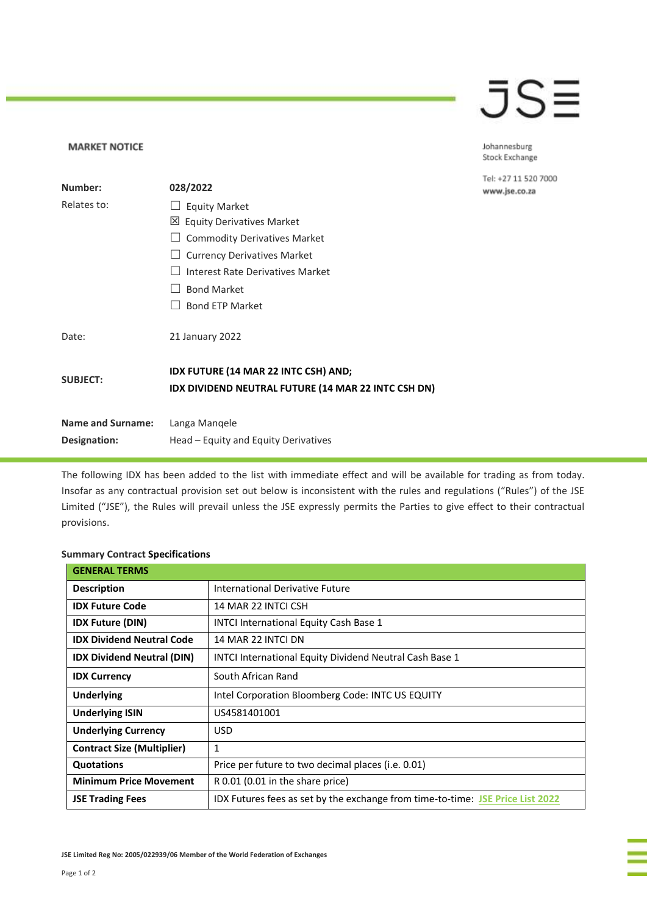**MARKET NOTICE**

Johannesburg Stock Exchange

Tel: +27 11 520 7000
www.jse.co.za

| | |
|---|---|
| **Number:** | **028/2022** |
| Relates to: | ☐ Equity Market<br>☒ Equity Derivatives Market<br>☐ Commodity Derivatives Market<br>☐ Currency Derivatives Market<br>☐ Interest Rate Derivatives Market<br>☐ Bond Market<br>☐ Bond ETP Market |
| Date: | 21 January 2022 |
| **SUBJECT:** | **IDX FUTURE (14 MAR 22 INTC CSH) AND;<br>IDX DIVIDEND NEUTRAL FUTURE (14 MAR 22 INTC CSH DN)** |
| **Name and Surname:** | Langa Manqele |
| **Designation:** | Head – Equity and Equity Derivatives |

The following IDX has been added to the list with immediate effect and will be available for trading as from today. Insofar as any contractual provision set out below is inconsistent with the rules and regulations ("Rules") of the JSE Limited ("JSE"), the Rules will prevail unless the JSE expressly permits the Parties to give effect to their contractual provisions.

**Summary Contract Specifications**

| **GENERAL TERMS** | |
|---|---|
| **Description** | International Derivative Future |
| **IDX Future Code** | 14 MAR 22 INTCI CSH |
| **IDX Future (DIN)** | INTCI International Equity Cash Base 1 |
| **IDX Dividend Neutral Code** | 14 MAR 22 INTCI DN |
| **IDX Dividend Neutral (DIN)** | INTCI International Equity Dividend Neutral Cash Base 1 |
| **IDX Currency** | South African Rand |
| **Underlying** | Intel Corporation Bloomberg Code: INTC US EQUITY |
| **Underlying ISIN** | US4581401001 |
| **Underlying Currency** | USD |
| **Contract Size (Multiplier)** | 1 |
| **Quotations** | Price per future to two decimal places (i.e. 0.01) |
| **Minimum Price Movement** | R 0.01 (0.01 in the share price) |
| **JSE Trading Fees** | IDX Futures fees as set by the exchange from time-to-time: JSE Price List 2022 |

JSE Limited Reg No: 2005/022939/06 Member of the World Federation of Exchanges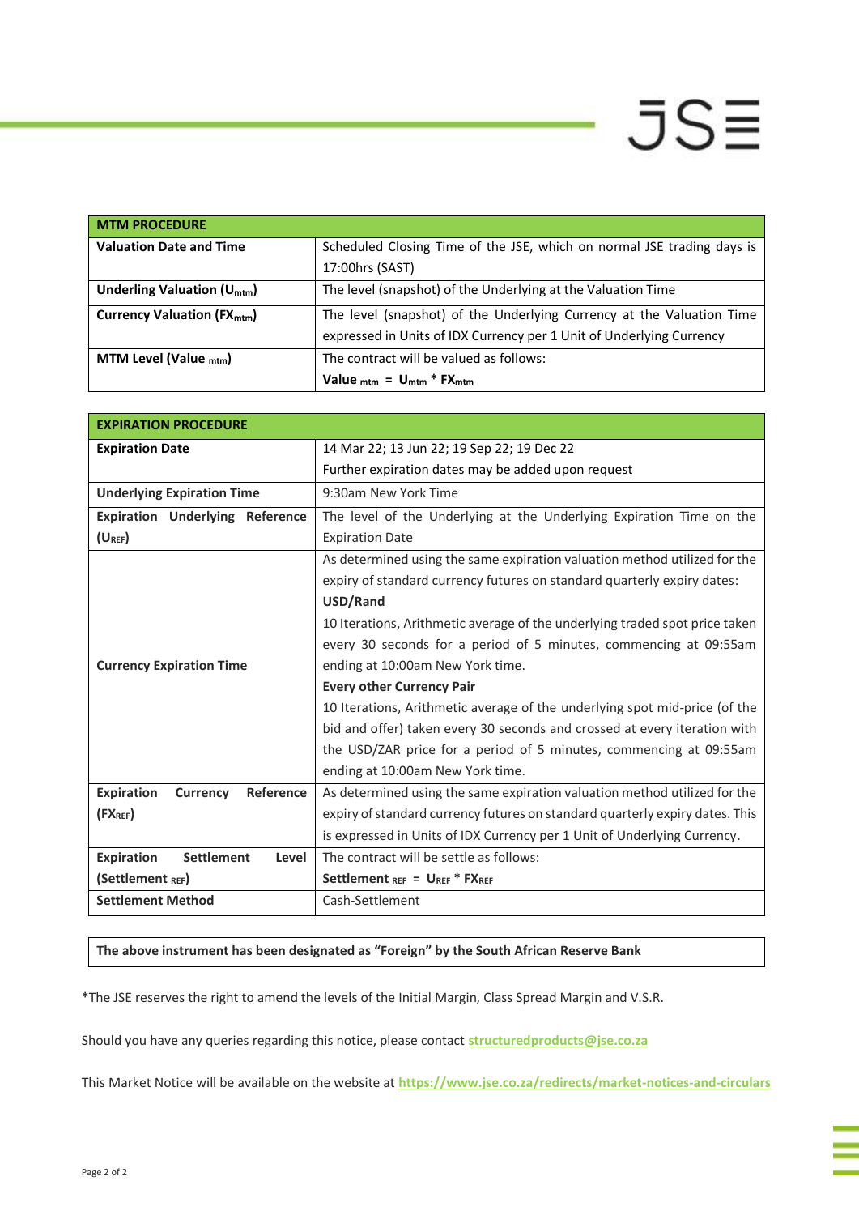| MTM PROCEDURE | |
|---|---|
| **Valuation Date and Time** | Scheduled Closing Time of the JSE, which on normal JSE trading days is 17:00hrs (SAST) |
| **Underling Valuation ($U_{mtm}$)** | The level (snapshot) of the Underlying at the Valuation Time |
| **Currency Valuation ($FX_{mtm}$)** | The level (snapshot) of the Underlying Currency at the Valuation Time expressed in Units of IDX Currency per 1 Unit of Underlying Currency |
| **MTM Level (Value $_{mtm}$)** | The contract will be valued as follows: **Value $_{mtm}$ = $U_{mtm}$ * $FX_{mtm}$** |

| EXPIRATION PROCEDURE | |
|---|---|
| **Expiration Date** | 14 Mar 22; 13 Jun 22; 19 Sep 22; 19 Dec 22<br>Further expiration dates may be added upon request |
| **Underlying Expiration Time** | 9:30am New York Time |
| **Expiration Underlying Reference ($U_{REF}$)** | The level of the Underlying at the Underlying Expiration Time on the Expiration Date |
| **Currency Expiration Time** | As determined using the same expiration valuation method utilized for the expiry of standard currency futures on standard quarterly expiry dates:<br>**USD/Rand**<br>10 Iterations, Arithmetic average of the underlying traded spot price taken every 30 seconds for a period of 5 minutes, commencing at 09:55am ending at 10:00am New York time.<br>**Every other Currency Pair**<br>10 Iterations, Arithmetic average of the underlying spot mid-price (of the bid and offer) taken every 30 seconds and crossed at every iteration with the USD/ZAR price for a period of 5 minutes, commencing at 09:55am ending at 10:00am New York time. |
| **Expiration Currency Reference ($FX_{REF}$)** | As determined using the same expiration valuation method utilized for the expiry of standard currency futures on standard quarterly expiry dates. This is expressed in Units of IDX Currency per 1 Unit of Underlying Currency. |
| **Expiration Settlement Level (Settlement $_{REF}$)** | The contract will be settle as follows:<br>**Settlement $_{REF}$ = $U_{REF}$ * $FX_{REF}$** |
| **Settlement Method** | Cash-Settlement |

**The above instrument has been designated as "Foreign" by the South African Reserve Bank**

*The JSE reserves the right to amend the levels of the Initial Margin, Class Spread Margin and V.S.R.

Should you have any queries regarding this notice, please contact **structuredproducts@jse.co.za**

This Market Notice will be available on the website at **https://www.jse.co.za/redirects/market-notices-and-circulars**